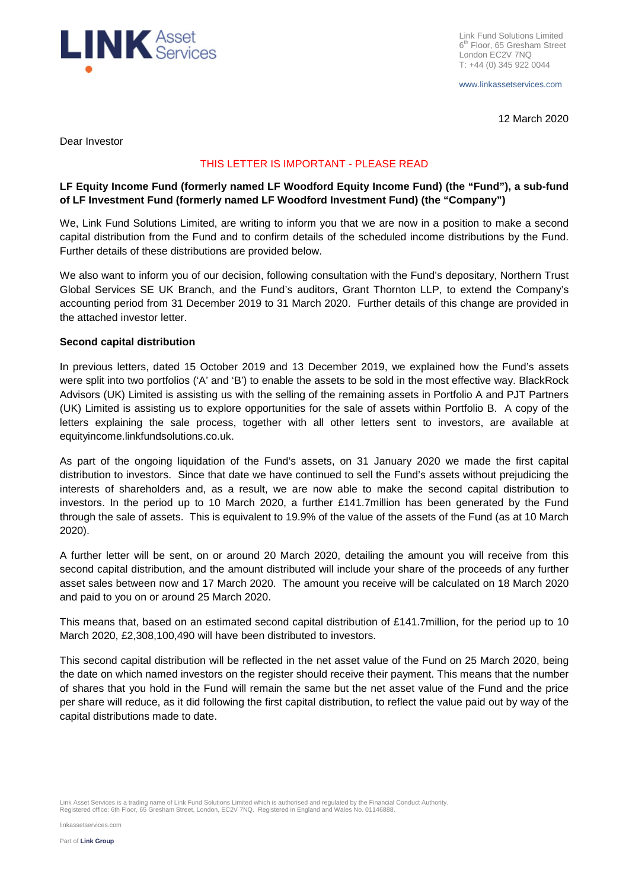Link Fund Solutions Limited
6th Floor, 65 Gresham Street
London EC2V 7NQ
T: +44 (0) 345 922 0044

www.linkassetservices.com

12 March 2020

Dear Investor

THIS LETTER IS IMPORTANT - PLEASE READ

**LF Equity Income Fund (formerly named LF Woodford Equity Income Fund) (the "Fund"), a sub-fund of LF Investment Fund (formerly named LF Woodford Investment Fund) (the "Company")**

We, Link Fund Solutions Limited, are writing to inform you that we are now in a position to make a second capital distribution from the Fund and to confirm details of the scheduled income distributions by the Fund. Further details of these distributions are provided below.

We also want to inform you of our decision, following consultation with the Fund's depositary, Northern Trust Global Services SE UK Branch, and the Fund's auditors, Grant Thornton LLP, to extend the Company's accounting period from 31 December 2019 to 31 March 2020. Further details of this change are provided in the attached investor letter.

**Second capital distribution**

In previous letters, dated 15 October 2019 and 13 December 2019, we explained how the Fund's assets were split into two portfolios ('A' and 'B') to enable the assets to be sold in the most effective way. BlackRock Advisors (UK) Limited is assisting us with the selling of the remaining assets in Portfolio A and PJT Partners (UK) Limited is assisting us to explore opportunities for the sale of assets within Portfolio B. A copy of the letters explaining the sale process, together with all other letters sent to investors, are available at equityincome.linkfundsolutions.co.uk.

As part of the ongoing liquidation of the Fund's assets, on 31 January 2020 we made the first capital distribution to investors. Since that date we have continued to sell the Fund's assets without prejudicing the interests of shareholders and, as a result, we are now able to make the second capital distribution to investors. In the period up to 10 March 2020, a further £141.7million has been generated by the Fund through the sale of assets. This is equivalent to 19.9% of the value of the assets of the Fund (as at 10 March 2020).

A further letter will be sent, on or around 20 March 2020, detailing the amount you will receive from this second capital distribution, and the amount distributed will include your share of the proceeds of any further asset sales between now and 17 March 2020. The amount you receive will be calculated on 18 March 2020 and paid to you on or around 25 March 2020.

This means that, based on an estimated second capital distribution of £141.7million, for the period up to 10 March 2020, £2,308,100,490 will have been distributed to investors.

This second capital distribution will be reflected in the net asset value of the Fund on 25 March 2020, being the date on which named investors on the register should receive their payment. This means that the number of shares that you hold in the Fund will remain the same but the net asset value of the Fund and the price per share will reduce, as it did following the first capital distribution, to reflect the value paid out by way of the capital distributions made to date.

Link Asset Services is a trading name of Link Fund Solutions Limited which is authorised and regulated by the Financial Conduct Authority. Registered office: 6th Floor, 65 Gresham Street, London, EC2V 7NQ. Registered in England and Wales No. 01146888.

linkassetservices.com

Part of **Link Group**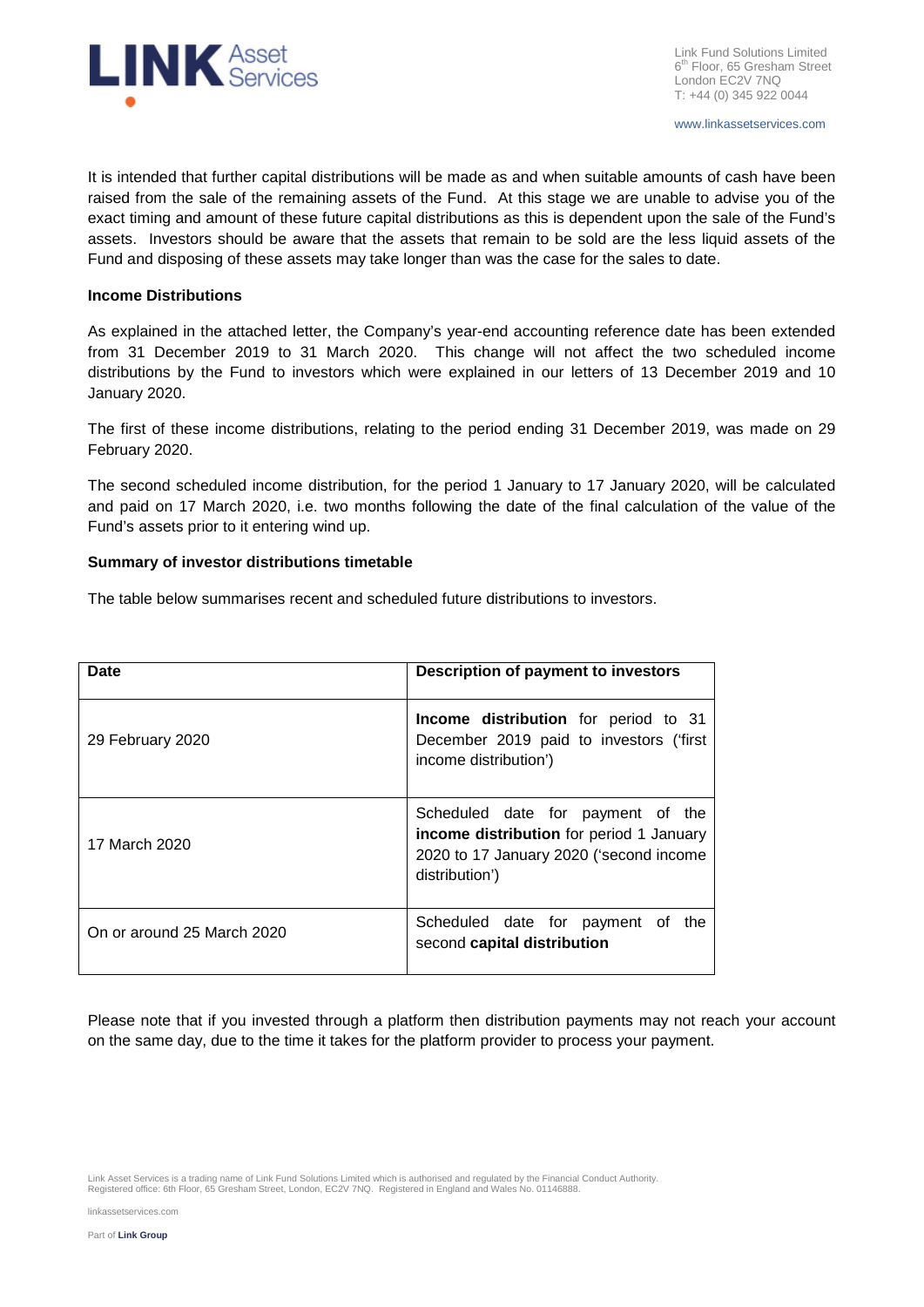It is intended that further capital distributions will be made as and when suitable amounts of cash have been raised from the sale of the remaining assets of the Fund. At this stage we are unable to advise you of the exact timing and amount of these future capital distributions as this is dependent upon the sale of the Fund's assets. Investors should be aware that the assets that remain to be sold are the less liquid assets of the Fund and disposing of these assets may take longer than was the case for the sales to date.

**Income Distributions**

As explained in the attached letter, the Company's year-end accounting reference date has been extended from 31 December 2019 to 31 March 2020. This change will not affect the two scheduled income distributions by the Fund to investors which were explained in our letters of 13 December 2019 and 10 January 2020.

The first of these income distributions, relating to the period ending 31 December 2019, was made on 29 February 2020.

The second scheduled income distribution, for the period 1 January to 17 January 2020, will be calculated and paid on 17 March 2020, i.e. two months following the date of the final calculation of the value of the Fund's assets prior to it entering wind up.

**Summary of investor distributions timetable**

The table below summarises recent and scheduled future distributions to investors.

| Date | Description of payment to investors |
|---|---|
| 29 February 2020 | **Income distribution** for period to 31 December 2019 paid to investors ('first income distribution') |
| 17 March 2020 | Scheduled date for payment of the **income distribution** for period 1 January 2020 to 17 January 2020 ('second income distribution') |
| On or around 25 March 2020 | Scheduled date for payment of the second **capital distribution** |

Please note that if you invested through a platform then distribution payments may not reach your account on the same day, due to the time it takes for the platform provider to process your payment.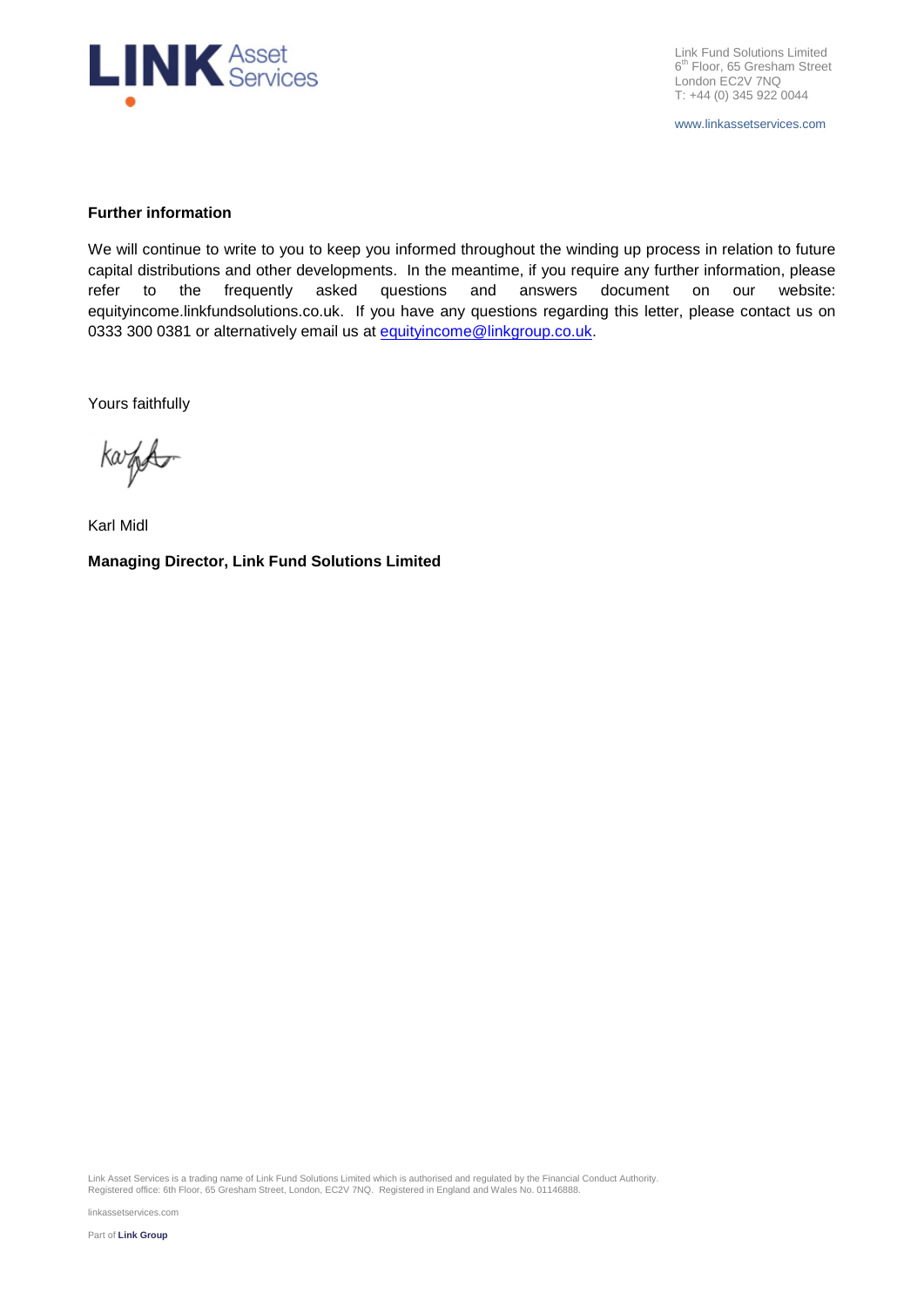Link Fund Solutions Limited
6th Floor, 65 Gresham Street
London EC2V 7NQ
T: +44 (0) 345 922 0044

www.linkassetservices.com

**Further information**

We will continue to write to you to keep you informed throughout the winding up process in relation to future capital distributions and other developments. In the meantime, if you require any further information, please refer to the frequently asked questions and answers document on our website: equityincome.linkfundsolutions.co.uk. If you have any questions regarding this letter, please contact us on 0333 300 0381 or alternatively email us at equityincome@linkgroup.co.uk.

Yours faithfully

Karl Midl

**Managing Director, Link Fund Solutions Limited**

Link Asset Services is a trading name of Link Fund Solutions Limited which is authorised and regulated by the Financial Conduct Authority.
Registered office: 6th Floor, 65 Gresham Street, London, EC2V 7NQ. Registered in England and Wales No. 01146888.

linkassetservices.com

Part of **Link Group**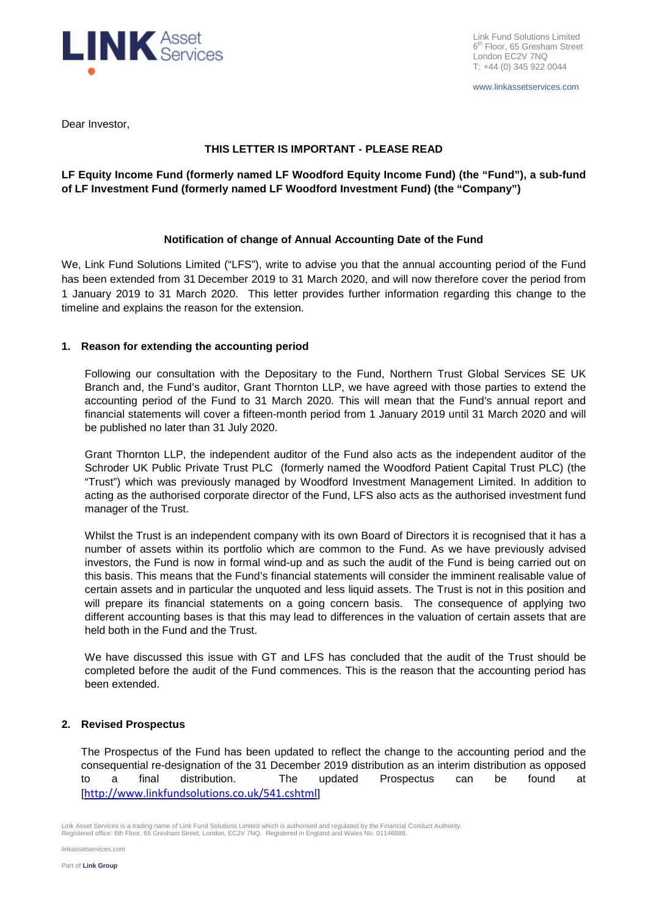Link Fund Solutions Limited
6th Floor, 65 Gresham Street
London EC2V 7NQ
T: +44 (0) 345 922 0044

www.linkassetservices.com

Dear Investor,

**THIS LETTER IS IMPORTANT - PLEASE READ**

**LF Equity Income Fund (formerly named LF Woodford Equity Income Fund) (the "Fund"), a sub-fund of LF Investment Fund (formerly named LF Woodford Investment Fund) (the "Company")**

**Notification of change of Annual Accounting Date of the Fund**

We, Link Fund Solutions Limited ("LFS"), write to advise you that the annual accounting period of the Fund has been extended from 31 December 2019 to 31 March 2020, and will now therefore cover the period from 1 January 2019 to 31 March 2020. This letter provides further information regarding this change to the timeline and explains the reason for the extension.

## 1. Reason for extending the accounting period

Following our consultation with the Depositary to the Fund, Northern Trust Global Services SE UK Branch and, the Fund's auditor, Grant Thornton LLP, we have agreed with those parties to extend the accounting period of the Fund to 31 March 2020. This will mean that the Fund's annual report and financial statements will cover a fifteen-month period from 1 January 2019 until 31 March 2020 and will be published no later than 31 July 2020.

Grant Thornton LLP, the independent auditor of the Fund also acts as the independent auditor of the Schroder UK Public Private Trust PLC (formerly named the Woodford Patient Capital Trust PLC) (the "Trust") which was previously managed by Woodford Investment Management Limited. In addition to acting as the authorised corporate director of the Fund, LFS also acts as the authorised investment fund manager of the Trust.

Whilst the Trust is an independent company with its own Board of Directors it is recognised that it has a number of assets within its portfolio which are common to the Fund. As we have previously advised investors, the Fund is now in formal wind-up and as such the audit of the Fund is being carried out on this basis. This means that the Fund's financial statements will consider the imminent realisable value of certain assets and in particular the unquoted and less liquid assets. The Trust is not in this position and will prepare its financial statements on a going concern basis. The consequence of applying two different accounting bases is that this may lead to differences in the valuation of certain assets that are held both in the Fund and the Trust.

We have discussed this issue with GT and LFS has concluded that the audit of the Trust should be completed before the audit of the Fund commences. This is the reason that the accounting period has been extended.

## 2. Revised Prospectus

The Prospectus of the Fund has been updated to reflect the change to the accounting period and the consequential re-designation of the 31 December 2019 distribution as an interim distribution as opposed to a final distribution. The updated Prospectus can be found at [http://www.linkfundsolutions.co.uk/541.cshtml]

Link Asset Services is a trading name of Link Fund Solutions Limited which is authorised and regulated by the Financial Conduct Authority.
Registered office: 6th Floor, 65 Gresham Street, London, EC2V 7NQ. Registered in England and Wales No. 01146888.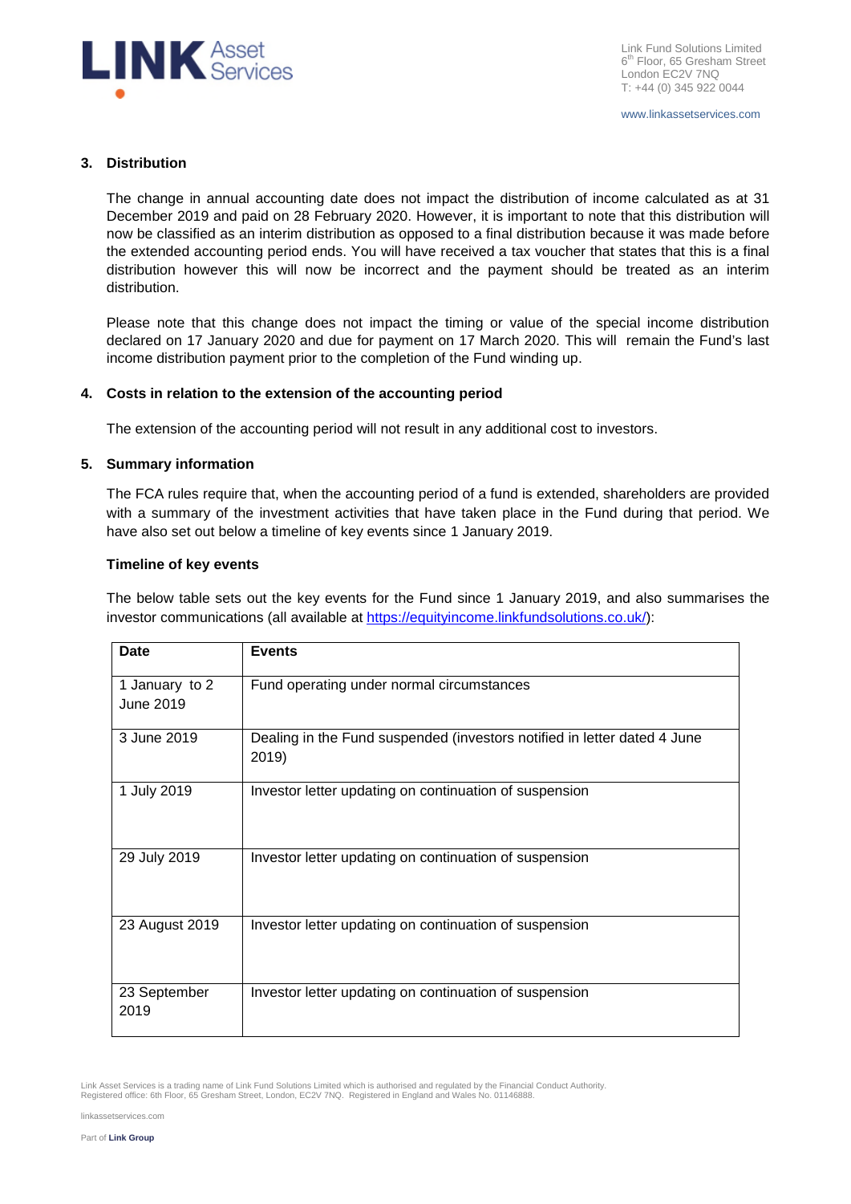### 3. Distribution

The change in annual accounting date does not impact the distribution of income calculated as at 31 December 2019 and paid on 28 February 2020. However, it is important to note that this distribution will now be classified as an interim distribution as opposed to a final distribution because it was made before the extended accounting period ends. You will have received a tax voucher that states that this is a final distribution however this will now be incorrect and the payment should be treated as an interim distribution.

Please note that this change does not impact the timing or value of the special income distribution declared on 17 January 2020 and due for payment on 17 March 2020. This will remain the Fund's last income distribution payment prior to the completion of the Fund winding up.

### 4. Costs in relation to the extension of the accounting period

The extension of the accounting period will not result in any additional cost to investors.

### 5. Summary information

The FCA rules require that, when the accounting period of a fund is extended, shareholders are provided with a summary of the investment activities that have taken place in the Fund during that period. We have also set out below a timeline of key events since 1 January 2019.

**Timeline of key events**

The below table sets out the key events for the Fund since 1 January 2019, and also summarises the investor communications (all available at https://equityincome.linkfundsolutions.co.uk/):

| Date | Events |
|---|---|
| 1 January to 2 June 2019 | Fund operating under normal circumstances |
| 3 June 2019 | Dealing in the Fund suspended (investors notified in letter dated 4 June 2019) |
| 1 July 2019 | Investor letter updating on continuation of suspension |
| 29 July 2019 | Investor letter updating on continuation of suspension |
| 23 August 2019 | Investor letter updating on continuation of suspension |
| 23 September 2019 | Investor letter updating on continuation of suspension |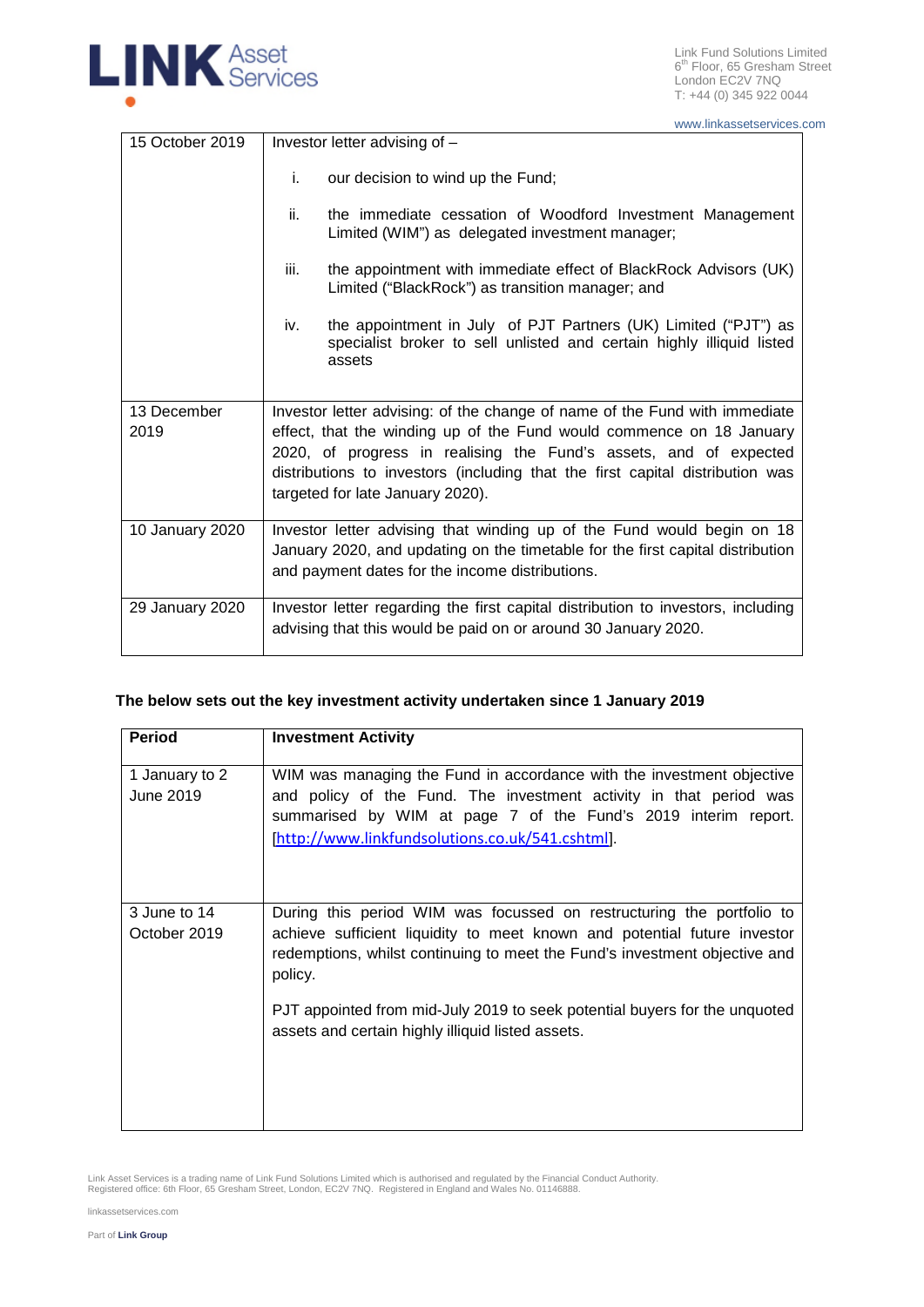| 15 October 2019 | Investor letter advising of – <br> i. our decision to wind up the Fund; <br> ii. the immediate cessation of Woodford Investment Management Limited (WIM") as delegated investment manager; <br> iii. the appointment with immediate effect of BlackRock Advisors (UK) Limited ("BlackRock") as transition manager; and <br> iv. the appointment in July of PJT Partners (UK) Limited ("PJT") as specialist broker to sell unlisted and certain highly illiquid listed assets |
|---|---|
| 13 December 2019 | Investor letter advising: of the change of name of the Fund with immediate effect, that the winding up of the Fund would commence on 18 January 2020, of progress in realising the Fund's assets, and of expected distributions to investors (including that the first capital distribution was targeted for late January 2020). |
| 10 January 2020 | Investor letter advising that winding up of the Fund would begin on 18 January 2020, and updating on the timetable for the first capital distribution and payment dates for the income distributions. |
| 29 January 2020 | Investor letter regarding the first capital distribution to investors, including advising that this would be paid on or around 30 January 2020. |

**The below sets out the key investment activity undertaken since 1 January 2019**

| Period | Investment Activity |
|---|---|
| 1 January to 2 June 2019 | WIM was managing the Fund in accordance with the investment objective and policy of the Fund. The investment activity in that period was summarised by WIM at page 7 of the Fund's 2019 interim report. [http://www.linkfundsolutions.co.uk/541.cshtml]. |
| 3 June to 14 October 2019 | During this period WIM was focussed on restructuring the portfolio to achieve sufficient liquidity to meet known and potential future investor redemptions, whilst continuing to meet the Fund's investment objective and policy. <br><br> PJT appointed from mid-July 2019 to seek potential buyers for the unquoted assets and certain highly illiquid listed assets. |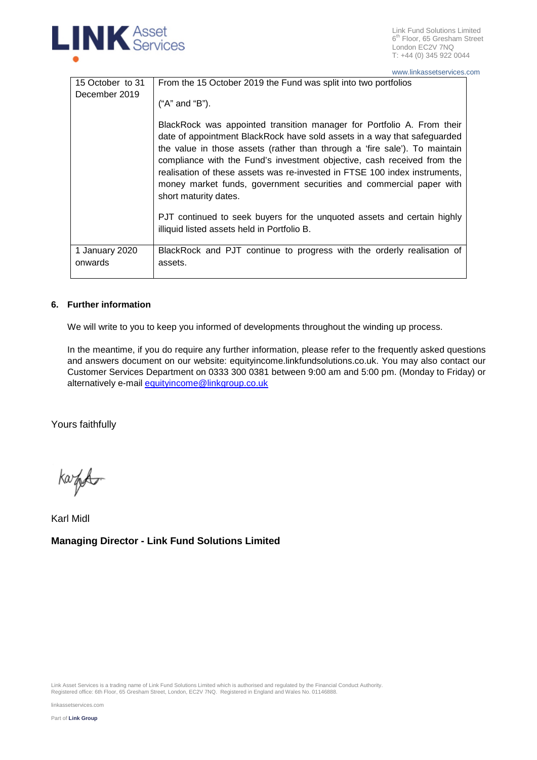| | |
|---|---|
| 15 October to 31 December 2019 | From the 15 October 2019 the Fund was split into two portfolios ("A" and "B"). BlackRock was appointed transition manager for Portfolio A. From their date of appointment BlackRock have sold assets in a way that safeguarded the value in those assets (rather than through a 'fire sale'). To maintain compliance with the Fund's investment objective, cash received from the realisation of these assets was re-invested in FTSE 100 index instruments, money market funds, government securities and commercial paper with short maturity dates. PJT continued to seek buyers for the unquoted assets and certain highly illiquid listed assets held in Portfolio B. |
| 1 January 2020 onwards | BlackRock and PJT continue to progress with the orderly realisation of assets. |

## 6. Further information

We will write to you to keep you informed of developments throughout the winding up process.

In the meantime, if you do require any further information, please refer to the frequently asked questions and answers document on our website: equityincome.linkfundsolutions.co.uk. You may also contact our Customer Services Department on 0333 300 0381 between 9:00 am and 5:00 pm. (Monday to Friday) or alternatively e-mail equityincome@linkgroup.co.uk

Yours faithfully

Karl Midl

**Managing Director - Link Fund Solutions Limited**

Link Asset Services is a trading name of Link Fund Solutions Limited which is authorised and regulated by the Financial Conduct Authority. Registered office: 6th Floor, 65 Gresham Street, London, EC2V 7NQ. Registered in England and Wales No. 01146888.